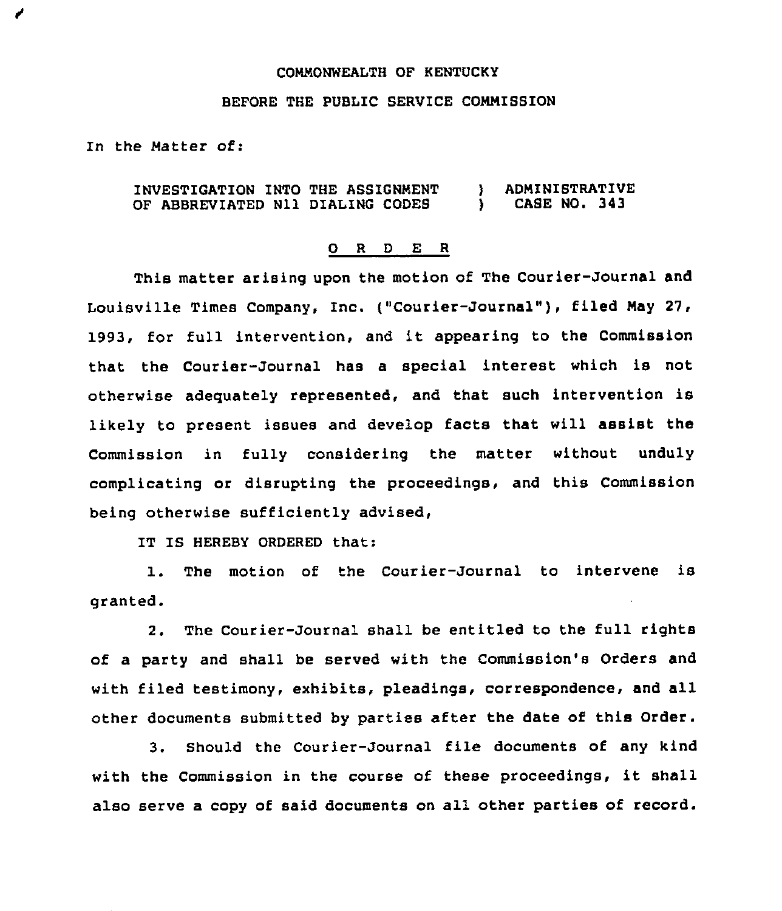COMMONWEALTH OF KENTUCKY

BEFORE THE PUBLIC SERVICE COMMISSION

In the Matter of:

| | | |
|---|---|---|
| INVESTIGATION INTO THE ASSIGNMENT OF ABBREVIATED N11 DIALING CODES | ) ) | ADMINISTRATIVE CASE NO. 343 |

## O R D E R

This matter arising upon the motion of The Courier-Journal and Louisville Times Company, Inc. ("Courier-Journal"), filed May 27, 1993, for full intervention, and it appearing to the Commission that the Courier-Journal has a special interest which is not otherwise adequately represented, and that such intervention is likely to present issues and develop facts that will assist the Commission in fully considering the matter without unduly complicating or disrupting the proceedings, and this Commission being otherwise sufficiently advised,

IT IS HEREBY ORDERED that:

1. The motion of the Courier-Journal to intervene is granted.

2. The Courier-Journal shall be entitled to the full rights of a party and shall be served with the Commission's Orders and with filed testimony, exhibits, pleadings, correspondence, and all other documents submitted by parties after the date of this Order.

3. Should the Courier-Journal file documents of any kind with the Commission in the course of these proceedings, it shall also serve a copy of said documents on all other parties of record.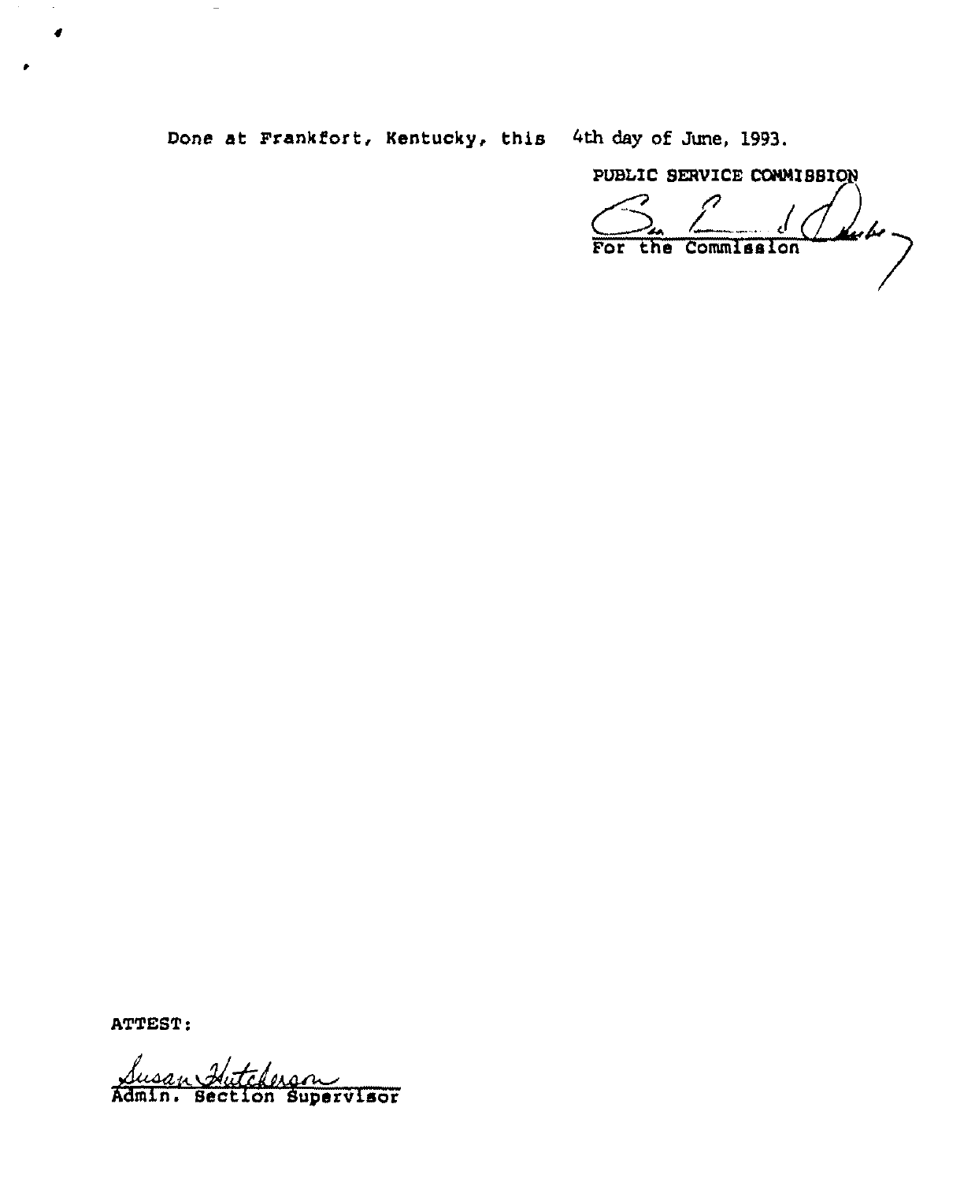Done at Frankfort, Kentucky, this 4th day of June, 1993.

PUBLIC SERVICE COMMISSION

For the Commission

ATTEST:

Admin. Section Supervisor